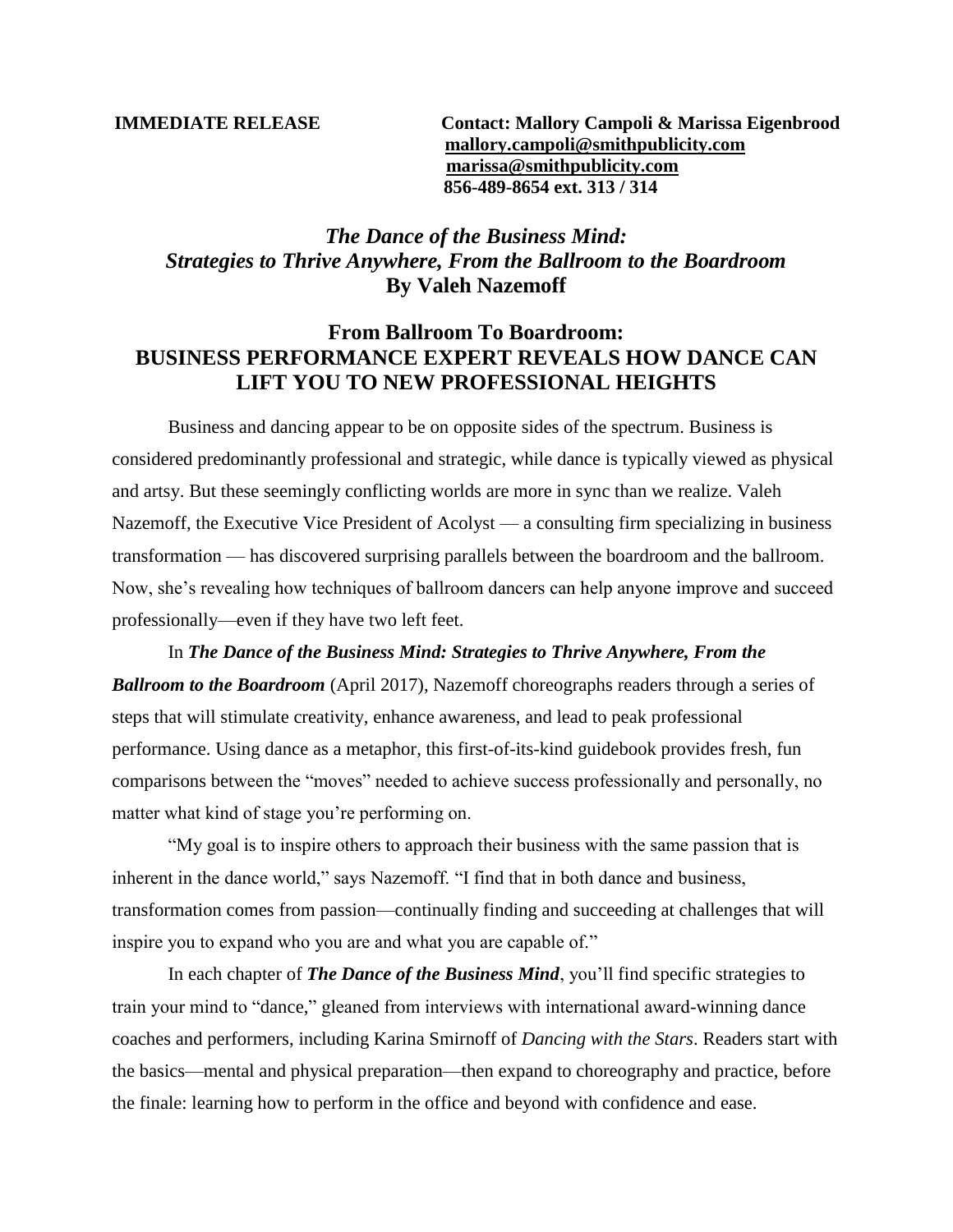**IMMEDIATE RELEASE** **Contact: Mallory Campoli & Marissa Eigenbrood**
**mallory.campoli@smithpublicity.com**
**marissa@smithpublicity.com**
**856-489-8654 ext. 313 / 314**

# *The Dance of the Business Mind: Strategies to Thrive Anywhere, From the Ballroom to the Boardroom*
**By Valeh Nazemoff**

## From Ballroom To Boardroom: BUSINESS PERFORMANCE EXPERT REVEALS HOW DANCE CAN LIFT YOU TO NEW PROFESSIONAL HEIGHTS

Business and dancing appear to be on opposite sides of the spectrum. Business is considered predominantly professional and strategic, while dance is typically viewed as physical and artsy. But these seemingly conflicting worlds are more in sync than we realize. Valeh Nazemoff, the Executive Vice President of Acolyst — a consulting firm specializing in business transformation — has discovered surprising parallels between the boardroom and the ballroom. Now, she's revealing how techniques of ballroom dancers can help anyone improve and succeed professionally—even if they have two left feet.

In ***The Dance of the Business Mind: Strategies to Thrive Anywhere, From the Ballroom to the Boardroom*** (April 2017), Nazemoff choreographs readers through a series of steps that will stimulate creativity, enhance awareness, and lead to peak professional performance. Using dance as a metaphor, this first-of-its-kind guidebook provides fresh, fun comparisons between the "moves" needed to achieve success professionally and personally, no matter what kind of stage you're performing on.

"My goal is to inspire others to approach their business with the same passion that is inherent in the dance world," says Nazemoff. "I find that in both dance and business, transformation comes from passion—continually finding and succeeding at challenges that will inspire you to expand who you are and what you are capable of."

In each chapter of ***The Dance of the Business Mind***, you'll find specific strategies to train your mind to "dance," gleaned from interviews with international award-winning dance coaches and performers, including Karina Smirnoff of *Dancing with the Stars*. Readers start with the basics—mental and physical preparation—then expand to choreography and practice, before the finale: learning how to perform in the office and beyond with confidence and ease.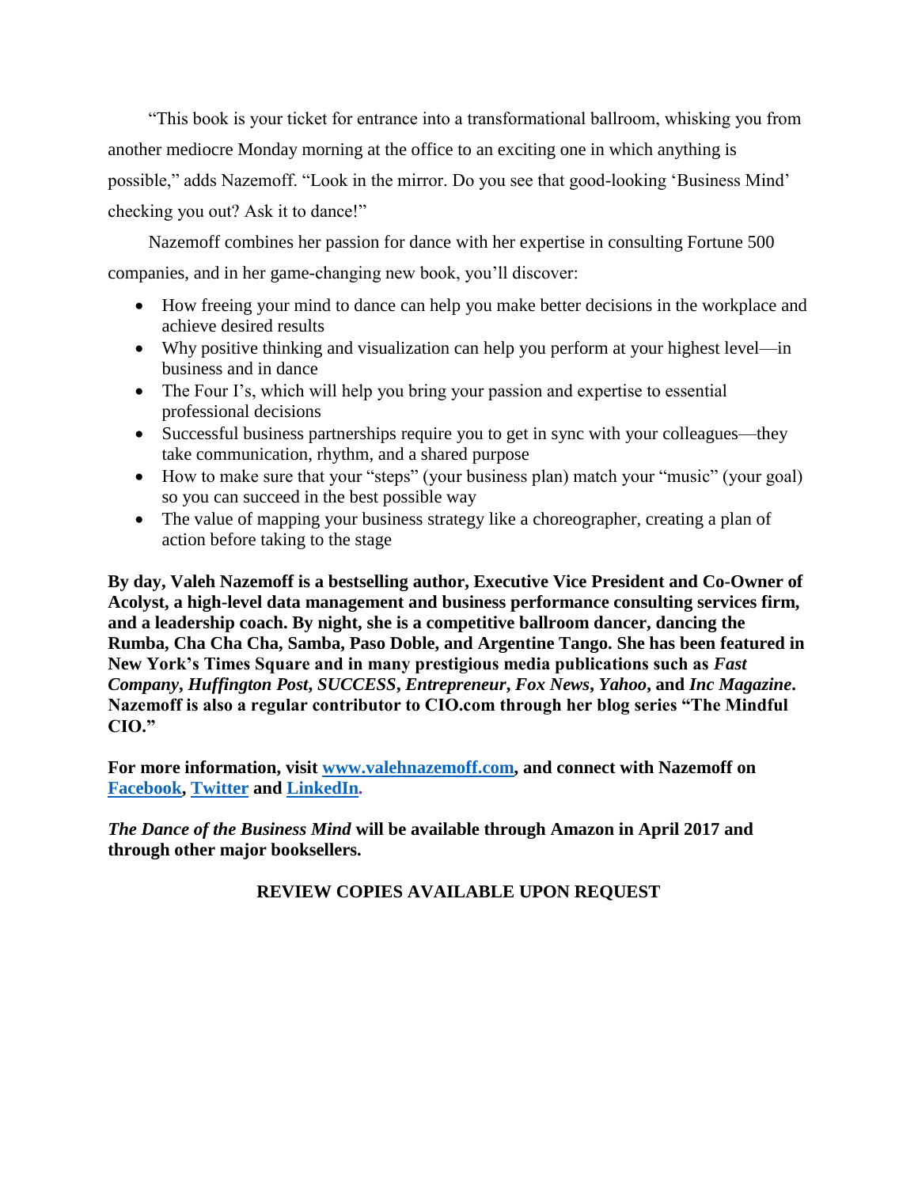"This book is your ticket for entrance into a transformational ballroom, whisking you from another mediocre Monday morning at the office to an exciting one in which anything is possible," adds Nazemoff. "Look in the mirror. Do you see that good-looking 'Business Mind' checking you out? Ask it to dance!"

Nazemoff combines her passion for dance with her expertise in consulting Fortune 500 companies, and in her game-changing new book, you'll discover:

- How freeing your mind to dance can help you make better decisions in the workplace and achieve desired results
- Why positive thinking and visualization can help you perform at your highest level—in business and in dance
- The Four I's, which will help you bring your passion and expertise to essential professional decisions
- Successful business partnerships require you to get in sync with your colleagues—they take communication, rhythm, and a shared purpose
- How to make sure that your "steps" (your business plan) match your "music" (your goal) so you can succeed in the best possible way
- The value of mapping your business strategy like a choreographer, creating a plan of action before taking to the stage

**By day, Valeh Nazemoff is a bestselling author, Executive Vice President and Co-Owner of Acolyst, a high-level data management and business performance consulting services firm, and a leadership coach. By night, she is a competitive ballroom dancer, dancing the Rumba, Cha Cha Cha, Samba, Paso Doble, and Argentine Tango. She has been featured in New York's Times Square and in many prestigious media publications such as *Fast Company*, *Huffington Post*, *SUCCESS*, *Entrepreneur*, *Fox News*, *Yahoo*, and *Inc Magazine*. Nazemoff is also a regular contributor to CIO.com through her blog series "The Mindful CIO."**

**For more information, visit [www.valehnazemoff.com](http://www.valehnazemoff.com), and connect with Nazemoff on [Facebook](), [Twitter]() and [LinkedIn]().**

***The Dance of the Business Mind* will be available through Amazon in April 2017 and through other major booksellers.**

**REVIEW COPIES AVAILABLE UPON REQUEST**